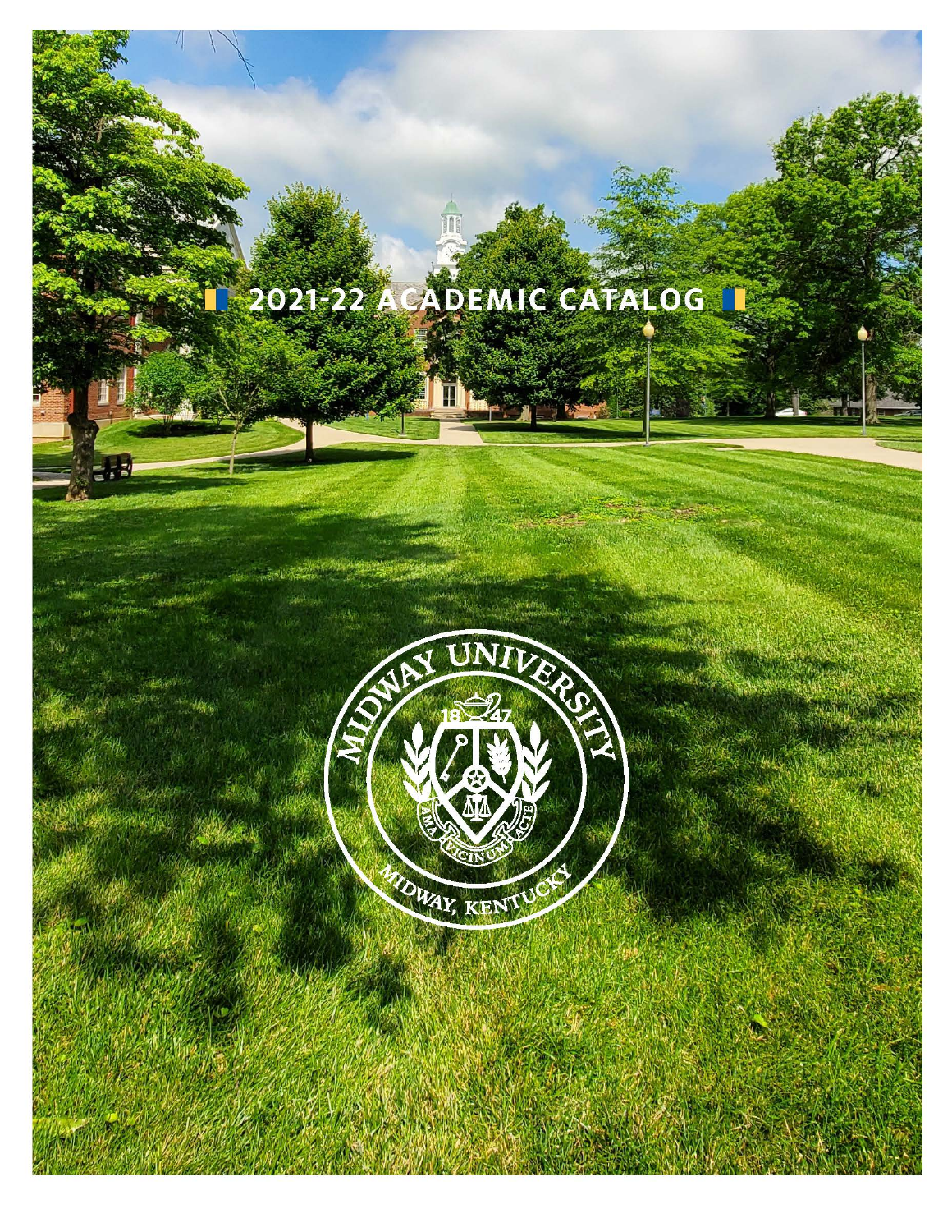# 2021-22 ACADEMIC CATALOG

MIDWAY UNIVERSITY

1847

AMA VICINUM ACTE

MIDWAY, KENTUCKY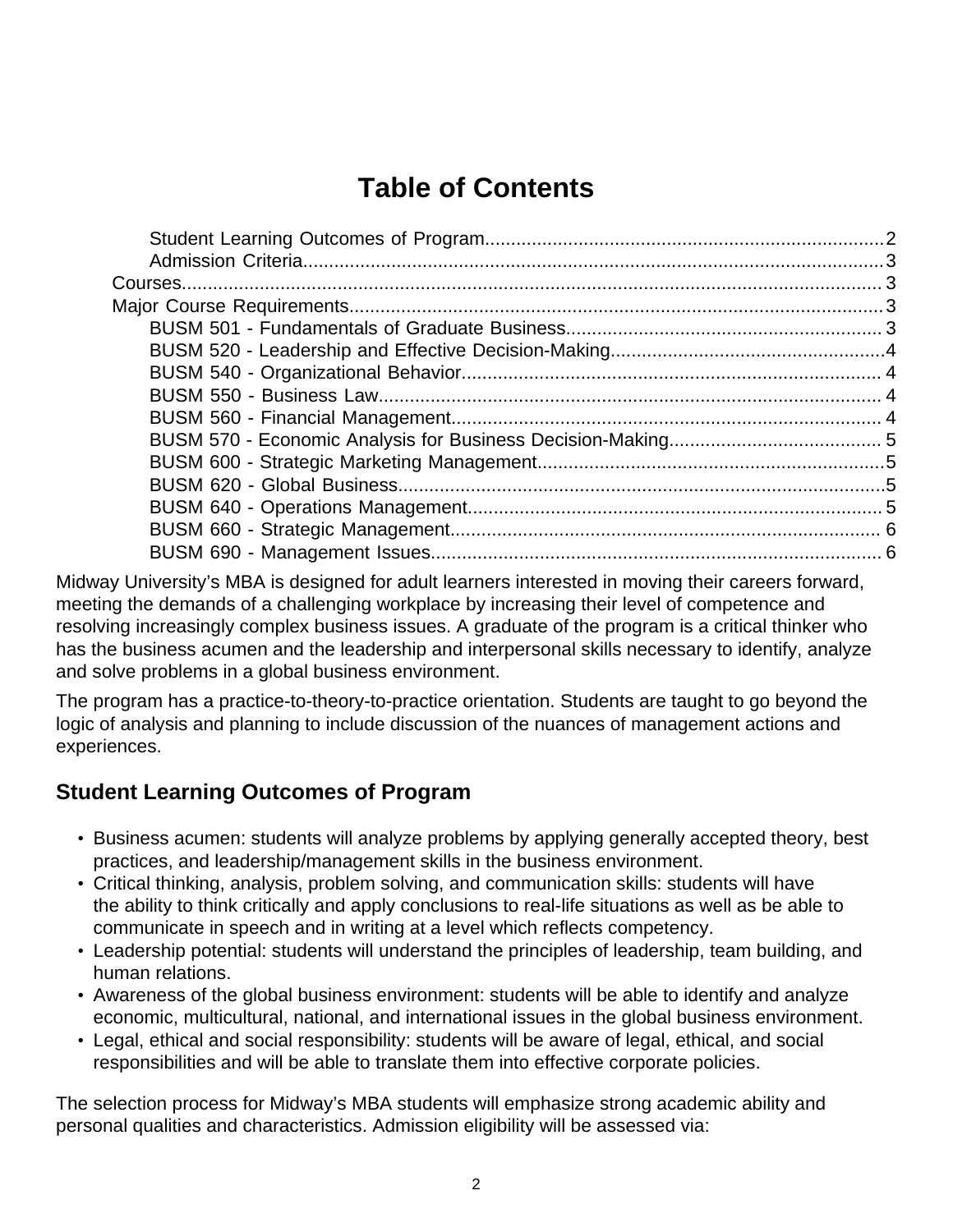# Table of Contents

- Student Learning Outcomes of Program........................................................................2
- Admission Criteria........................................................................................................3
- Courses..........................................................................................................................3
- Major Course Requirements..........................................................................................3
  - BUSM 501 - Fundamentals of Graduate Business.....................................................3
  - BUSM 520 - Leadership and Effective Decision-Making............................................4
  - BUSM 540 - Organizational Behavior.........................................................................4
  - BUSM 550 - Business Law..........................................................................................4
  - BUSM 560 - Financial Management............................................................................4
  - BUSM 570 - Economic Analysis for Business Decision-Making..................................5
  - BUSM 600 - Strategic Marketing Management...........................................................5
  - BUSM 620 - Global Business......................................................................................5
  - BUSM 640 - Operations Management.........................................................................5
  - BUSM 660 - Strategic Management............................................................................6
  - BUSM 690 - Management Issues.................................................................................6

Midway University's MBA is designed for adult learners interested in moving their careers forward, meeting the demands of a challenging workplace by increasing their level of competence and resolving increasingly complex business issues. A graduate of the program is a critical thinker who has the business acumen and the leadership and interpersonal skills necessary to identify, analyze and solve problems in a global business environment.

The program has a practice-to-theory-to-practice orientation. Students are taught to go beyond the logic of analysis and planning to include discussion of the nuances of management actions and experiences.

## Student Learning Outcomes of Program

- Business acumen: students will analyze problems by applying generally accepted theory, best practices, and leadership/management skills in the business environment.
- Critical thinking, analysis, problem solving, and communication skills: students will have the ability to think critically and apply conclusions to real-life situations as well as be able to communicate in speech and in writing at a level which reflects competency.
- Leadership potential: students will understand the principles of leadership, team building, and human relations.
- Awareness of the global business environment: students will be able to identify and analyze economic, multicultural, national, and international issues in the global business environment.
- Legal, ethical and social responsibility: students will be aware of legal, ethical, and social responsibilities and will be able to translate them into effective corporate policies.

The selection process for Midway's MBA students will emphasize strong academic ability and personal qualities and characteristics. Admission eligibility will be assessed via: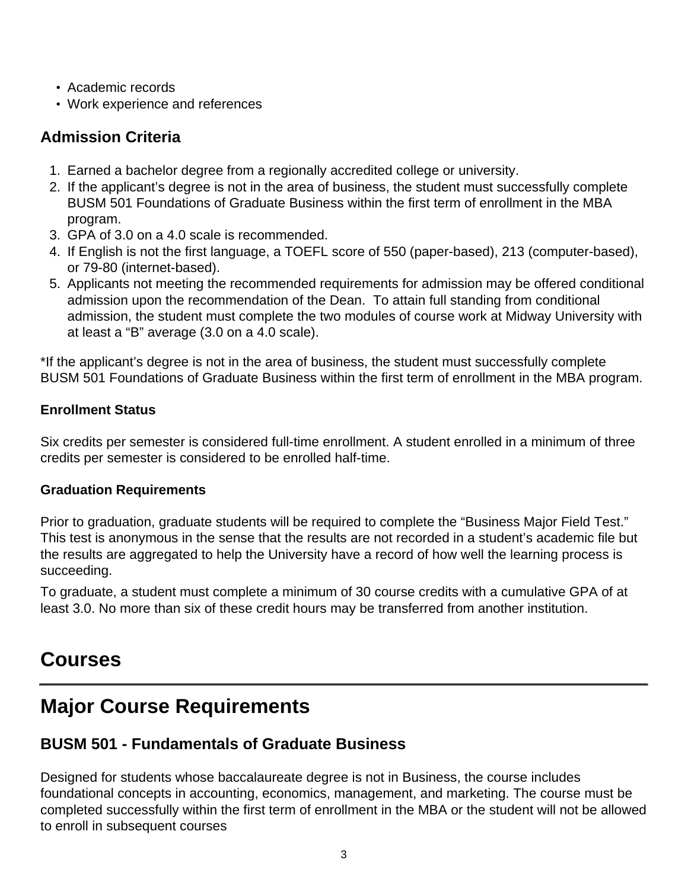- Academic records
- Work experience and references

### Admission Criteria

1. Earned a bachelor degree from a regionally accredited college or university.
2. If the applicant's degree is not in the area of business, the student must successfully complete BUSM 501 Foundations of Graduate Business within the first term of enrollment in the MBA program.
3. GPA of 3.0 on a 4.0 scale is recommended.
4. If English is not the first language, a TOEFL score of 550 (paper-based), 213 (computer-based), or 79-80 (internet-based).
5. Applicants not meeting the recommended requirements for admission may be offered conditional admission upon the recommendation of the Dean. To attain full standing from conditional admission, the student must complete the two modules of course work at Midway University with at least a "B" average (3.0 on a 4.0 scale).

*If the applicant's degree is not in the area of business, the student must successfully complete BUSM 501 Foundations of Graduate Business within the first term of enrollment in the MBA program.

#### Enrollment Status

Six credits per semester is considered full-time enrollment. A student enrolled in a minimum of three credits per semester is considered to be enrolled half-time.

#### Graduation Requirements

Prior to graduation, graduate students will be required to complete the "Business Major Field Test." This test is anonymous in the sense that the results are not recorded in a student's academic file but the results are aggregated to help the University have a record of how well the learning process is succeeding.

To graduate, a student must complete a minimum of 30 course credits with a cumulative GPA of at least 3.0. No more than six of these credit hours may be transferred from another institution.

# Courses

# Major Course Requirements

### BUSM 501 - Fundamentals of Graduate Business

Designed for students whose baccalaureate degree is not in Business, the course includes foundational concepts in accounting, economics, management, and marketing. The course must be completed successfully within the first term of enrollment in the MBA or the student will not be allowed to enroll in subsequent courses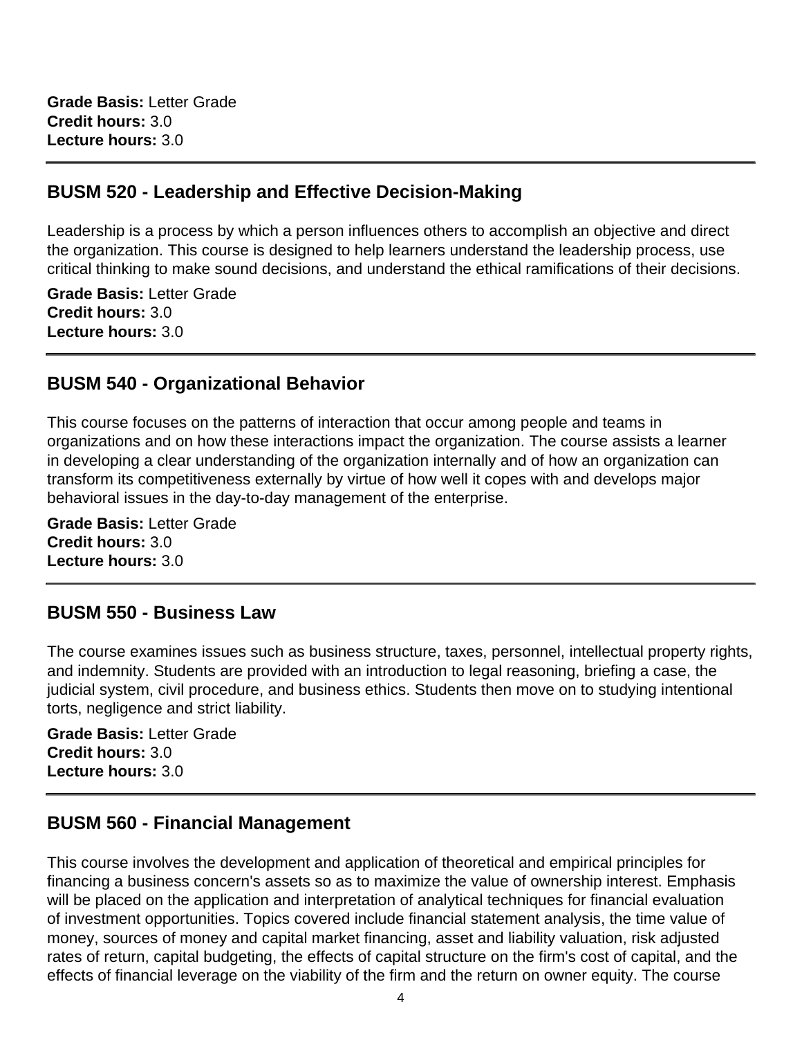**Grade Basis:** Letter Grade
**Credit hours:** 3.0
**Lecture hours:** 3.0

---

## BUSM 520 - Leadership and Effective Decision-Making

Leadership is a process by which a person influences others to accomplish an objective and direct the organization. This course is designed to help learners understand the leadership process, use critical thinking to make sound decisions, and understand the ethical ramifications of their decisions.

**Grade Basis:** Letter Grade
**Credit hours:** 3.0
**Lecture hours:** 3.0

---

## BUSM 540 - Organizational Behavior

This course focuses on the patterns of interaction that occur among people and teams in organizations and on how these interactions impact the organization. The course assists a learner in developing a clear understanding of the organization internally and of how an organization can transform its competitiveness externally by virtue of how well it copes with and develops major behavioral issues in the day-to-day management of the enterprise.

**Grade Basis:** Letter Grade
**Credit hours:** 3.0
**Lecture hours:** 3.0

---

## BUSM 550 - Business Law

The course examines issues such as business structure, taxes, personnel, intellectual property rights, and indemnity. Students are provided with an introduction to legal reasoning, briefing a case, the judicial system, civil procedure, and business ethics. Students then move on to studying intentional torts, negligence and strict liability.

**Grade Basis:** Letter Grade
**Credit hours:** 3.0
**Lecture hours:** 3.0

---

## BUSM 560 - Financial Management

This course involves the development and application of theoretical and empirical principles for financing a business concern's assets so as to maximize the value of ownership interest. Emphasis will be placed on the application and interpretation of analytical techniques for financial evaluation of investment opportunities. Topics covered include financial statement analysis, the time value of money, sources of money and capital market financing, asset and liability valuation, risk adjusted rates of return, capital budgeting, the effects of capital structure on the firm's cost of capital, and the effects of financial leverage on the viability of the firm and the return on owner equity. The course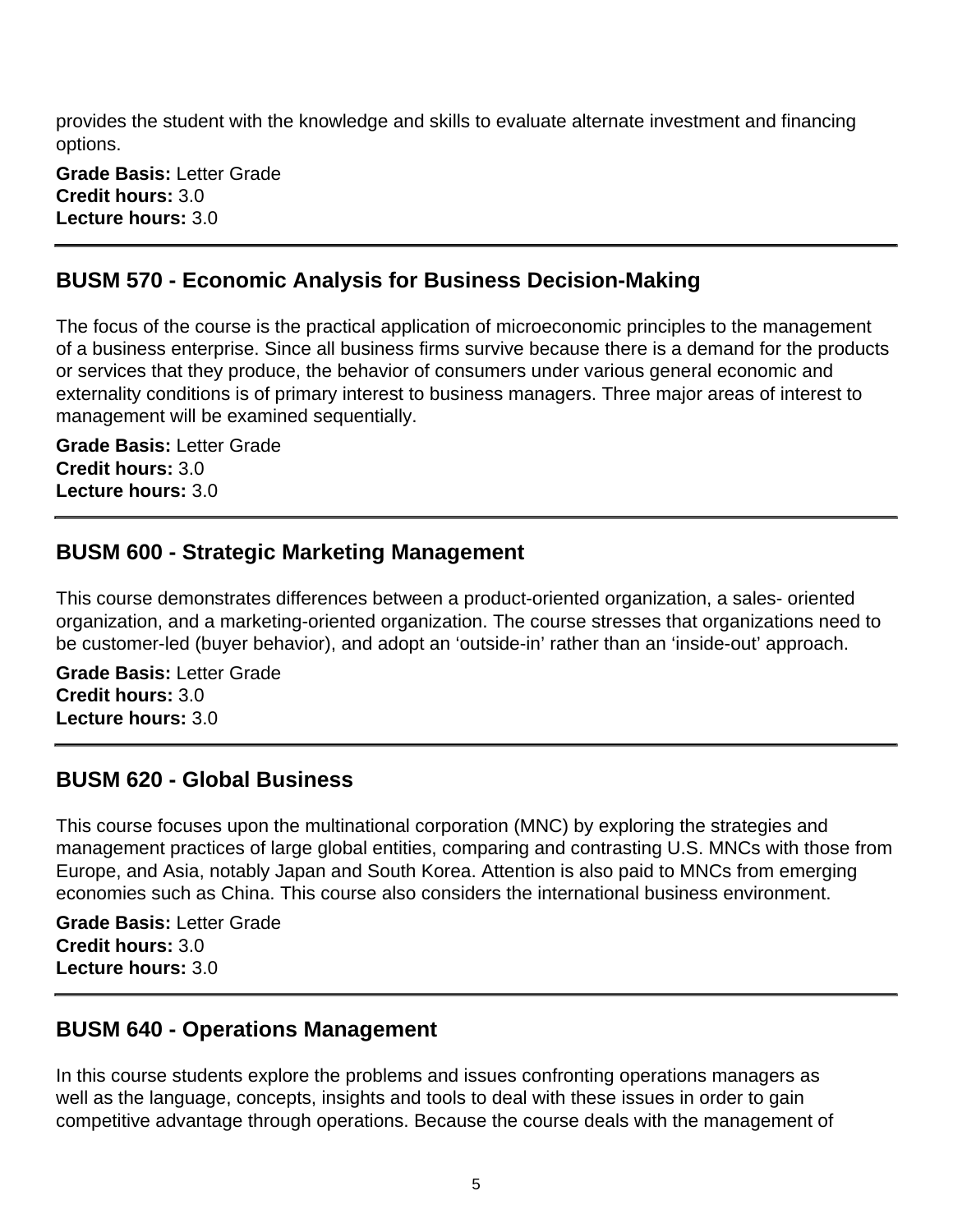provides the student with the knowledge and skills to evaluate alternate investment and financing options.

**Grade Basis:** Letter Grade
**Credit hours:** 3.0
**Lecture hours:** 3.0

---

## BUSM 570 - Economic Analysis for Business Decision-Making

The focus of the course is the practical application of microeconomic principles to the management of a business enterprise. Since all business firms survive because there is a demand for the products or services that they produce, the behavior of consumers under various general economic and externality conditions is of primary interest to business managers. Three major areas of interest to management will be examined sequentially.

**Grade Basis:** Letter Grade
**Credit hours:** 3.0
**Lecture hours:** 3.0

---

## BUSM 600 - Strategic Marketing Management

This course demonstrates differences between a product-oriented organization, a sales- oriented organization, and a marketing-oriented organization. The course stresses that organizations need to be customer-led (buyer behavior), and adopt an 'outside-in' rather than an 'inside-out' approach.

**Grade Basis:** Letter Grade
**Credit hours:** 3.0
**Lecture hours:** 3.0

---

## BUSM 620 - Global Business

This course focuses upon the multinational corporation (MNC) by exploring the strategies and management practices of large global entities, comparing and contrasting U.S. MNCs with those from Europe, and Asia, notably Japan and South Korea. Attention is also paid to MNCs from emerging economies such as China. This course also considers the international business environment.

**Grade Basis:** Letter Grade
**Credit hours:** 3.0
**Lecture hours:** 3.0

---

## BUSM 640 - Operations Management

In this course students explore the problems and issues confronting operations managers as well as the language, concepts, insights and tools to deal with these issues in order to gain competitive advantage through operations. Because the course deals with the management of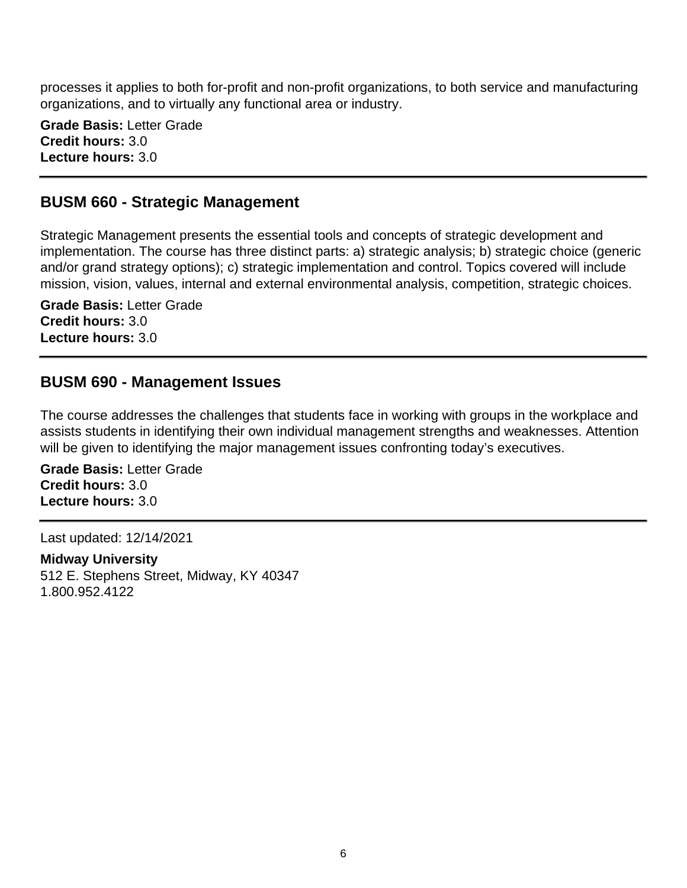processes it applies to both for-profit and non-profit organizations, to both service and manufacturing organizations, and to virtually any functional area or industry.

**Grade Basis:** Letter Grade
**Credit hours:** 3.0
**Lecture hours:** 3.0

---

## BUSM 660 - Strategic Management

Strategic Management presents the essential tools and concepts of strategic development and implementation. The course has three distinct parts: a) strategic analysis; b) strategic choice (generic and/or grand strategy options); c) strategic implementation and control. Topics covered will include mission, vision, values, internal and external environmental analysis, competition, strategic choices.

**Grade Basis:** Letter Grade
**Credit hours:** 3.0
**Lecture hours:** 3.0

---

## BUSM 690 - Management Issues

The course addresses the challenges that students face in working with groups in the workplace and assists students in identifying their own individual management strengths and weaknesses. Attention will be given to identifying the major management issues confronting today's executives.

**Grade Basis:** Letter Grade
**Credit hours:** 3.0
**Lecture hours:** 3.0

---

Last updated: 12/14/2021

**Midway University**
512 E. Stephens Street, Midway, KY 40347
1.800.952.4122